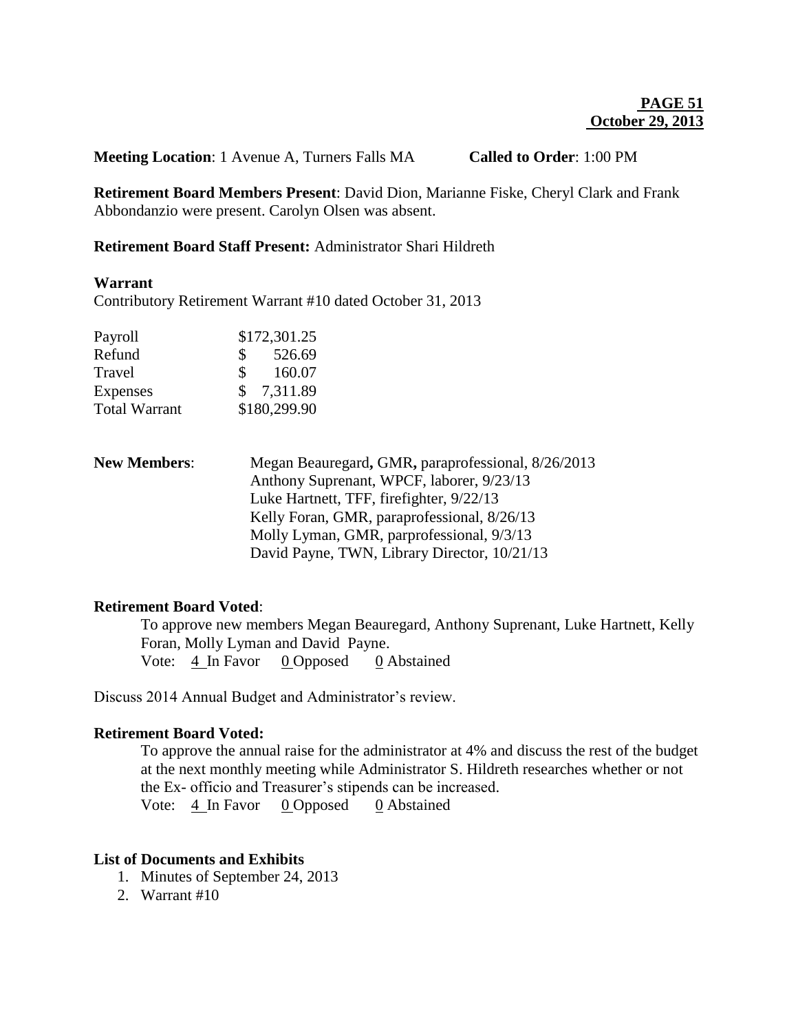**PAGE 51**
**October 29, 2013**

**Meeting Location**: 1 Avenue A, Turners Falls MA **Called to Order**: 1:00 PM

**Retirement Board Members Present**: David Dion, Marianne Fiske, Cheryl Clark and Frank Abbondanzio were present. Carolyn Olsen was absent.

**Retirement Board Staff Present:** Administrator Shari Hildreth

**Warrant**

Contributory Retirement Warrant #10 dated October 31, 2013

| | |
|---|---|
| Payroll | \$172,301.25 |
| Refund | \$ 526.69 |
| Travel | \$ 160.07 |
| Expenses | \$ 7,311.89 |
| Total Warrant | \$180,299.90 |

**New Members**:
Megan Beauregard**,** GMR**,** paraprofessional, 8/26/2013
Anthony Suprenant, WPCF, laborer, 9/23/13
Luke Hartnett, TFF, firefighter, 9/22/13
Kelly Foran, GMR, paraprofessional, 8/26/13
Molly Lyman, GMR, parprofessional, 9/3/13
David Payne, TWN, Library Director, 10/21/13

**Retirement Board Voted**:

To approve new members Megan Beauregard, Anthony Suprenant, Luke Hartnett, Kelly Foran, Molly Lyman and David Payne.
Vote: 4 In Favor 0 Opposed 0 Abstained

Discuss 2014 Annual Budget and Administrator's review.

**Retirement Board Voted:**

To approve the annual raise for the administrator at 4% and discuss the rest of the budget at the next monthly meeting while Administrator S. Hildreth researches whether or not the Ex- officio and Treasurer's stipends can be increased.
Vote: 4 In Favor 0 Opposed 0 Abstained

**List of Documents and Exhibits**

1. Minutes of September 24, 2013
2. Warrant #10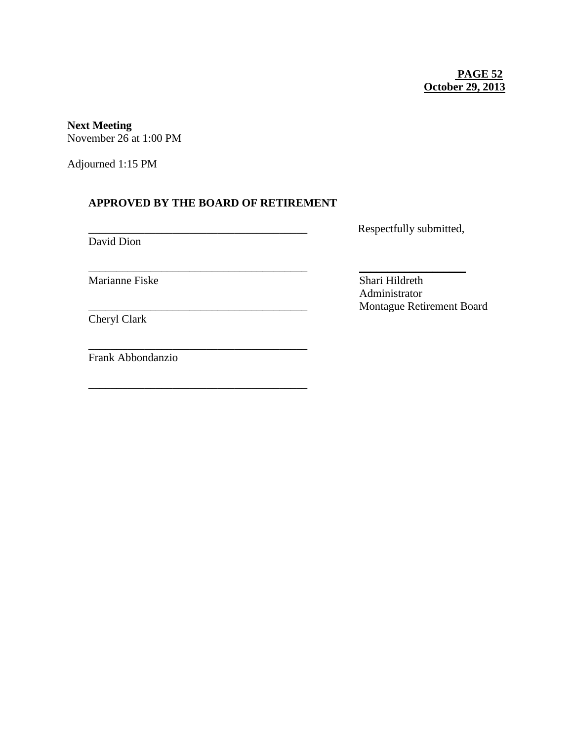**Next Meeting**
November 26 at 1:00 PM

Adjourned 1:15 PM

**APPROVED BY THE BOARD OF RETIREMENT**

_______________________________________
David Dion

_______________________________________
Marianne Fiske

_______________________________________
Cheryl Clark

_______________________________________
Frank Abbondanzio

_______________________________________

Respectfully submitted,

___________________
Shari Hildreth
Administrator
Montague Retirement Board